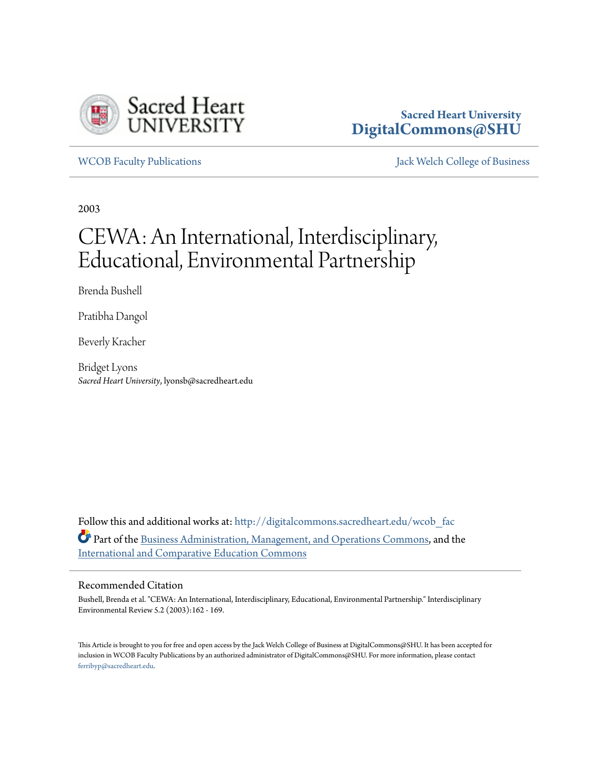Sacred Heart University

**Sacred Heart University**
**DigitalCommons@SHU**

WCOB Faculty Publications | Jack Welch College of Business

2003

# CEWA: An International, Interdisciplinary, Educational, Environmental Partnership

Brenda Bushell

Pratibha Dangol

Beverly Kracher

Bridget Lyons
*Sacred Heart University*, lyonsb@sacredheart.edu

Follow this and additional works at: http://digitalcommons.sacredheart.edu/wcob_fac

Part of the Business Administration, Management, and Operations Commons, and the International and Comparative Education Commons

## Recommended Citation

Bushell, Brenda et al. "CEWA: An International, Interdisciplinary, Educational, Environmental Partnership." Interdisciplinary Environmental Review 5.2 (2003):162 - 169.

This Article is brought to you for free and open access by the Jack Welch College of Business at DigitalCommons@SHU. It has been accepted for inclusion in WCOB Faculty Publications by an authorized administrator of DigitalCommons@SHU. For more information, please contact ferribyp@sacredheart.edu.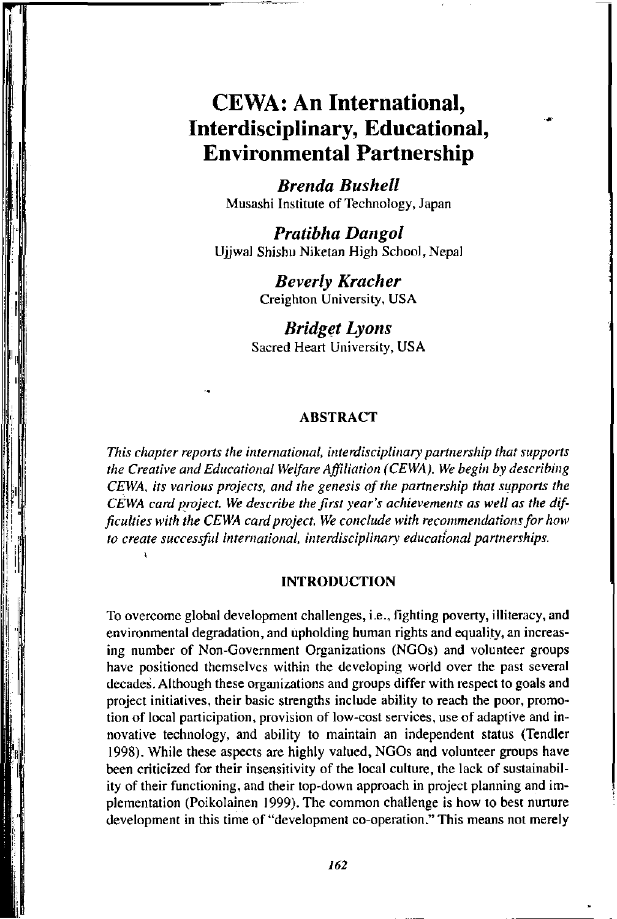# CEWA: An International, Interdisciplinary, Educational, Environmental Partnership

***Brenda Bushell***
Musashi Institute of Technology, Japan

***Pratibha Dangol***
Ujjwal Shishu Niketan High School, Nepal

***Beverly Kracher***
Creighton University, USA

***Bridget Lyons***
Sacred Heart University, USA

## ABSTRACT

*This chapter reports the international, interdisciplinary partnership that supports the Creative and Educational Welfare Affiliation (CEWA). We begin by describing CEWA, its various projects, and the genesis of the partnership that supports the CEWA card project. We describe the first year's achievements as well as the difficulties with the CEWA card project. We conclude with recommendations for how to create successful international, interdisciplinary educational partnerships.*

## INTRODUCTION

To overcome global development challenges, i.e., fighting poverty, illiteracy, and environmental degradation, and upholding human rights and equality, an increasing number of Non-Government Organizations (NGOs) and volunteer groups have positioned themselves within the developing world over the past several decades. Although these organizations and groups differ with respect to goals and project initiatives, their basic strengths include ability to reach the poor, promotion of local participation, provision of low-cost services, use of adaptive and innovative technology, and ability to maintain an independent status (Tendler 1998). While these aspects are highly valued, NGOs and volunteer groups have been criticized for their insensitivity of the local culture, the lack of sustainability of their functioning, and their top-down approach in project planning and implementation (Poikolainen 1999). The common challenge is how to best nurture development in this time of "development co-operation." This means not merely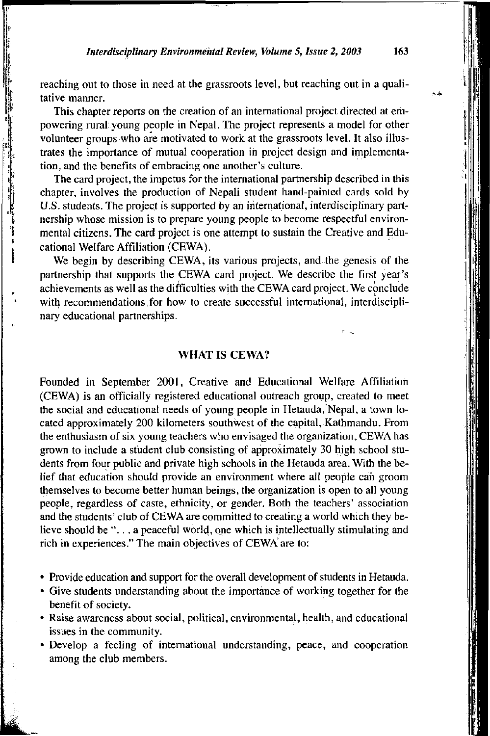reaching out to those in need at the grassroots level, but reaching out in a qualitative manner.

This chapter reports on the creation of an international project directed at empowering rural young people in Nepal. The project represents a model for other volunteer groups who are motivated to work at the grassroots level. It also illustrates the importance of mutual cooperation in project design and implementation, and the benefits of embracing one another's culture.

The card project, the impetus for the international partnership described in this chapter, involves the production of Nepali student hand-painted cards sold by U.S. students. The project is supported by an international, interdisciplinary partnership whose mission is to prepare young people to become respectful environmental citizens. The card project is one attempt to sustain the Creative and Educational Welfare Affiliation (CEWA).

We begin by describing CEWA, its various projects, and the genesis of the partnership that supports the CEWA card project. We describe the first year's achievements as well as the difficulties with the CEWA card project. We conclude with recommendations for how to create successful international, interdisciplinary educational partnerships.

## WHAT IS CEWA?

Founded in September 2001, Creative and Educational Welfare Affiliation (CEWA) is an officially registered educational outreach group, created to meet the social and educational needs of young people in Hetauda, Nepal, a town located approximately 200 kilometers southwest of the capital, Kathmandu. From the enthusiasm of six young teachers who envisaged the organization, CEWA has grown to include a student club consisting of approximately 30 high school students from four public and private high schools in the Hetauda area. With the belief that education should provide an environment where all people can groom themselves to become better human beings, the organization is open to all young people, regardless of caste, ethnicity, or gender. Both the teachers' association and the students' club of CEWA are committed to creating a world which they believe should be "... a peaceful world, one which is intellectually stimulating and rich in experiences." The main objectives of CEWA are to:

- Provide education and support for the overall development of students in Hetauda.
- Give students understanding about the importance of working together for the benefit of society.
- Raise awareness about social, political, environmental, health, and educational issues in the community.
- Develop a feeling of international understanding, peace, and cooperation among the club members.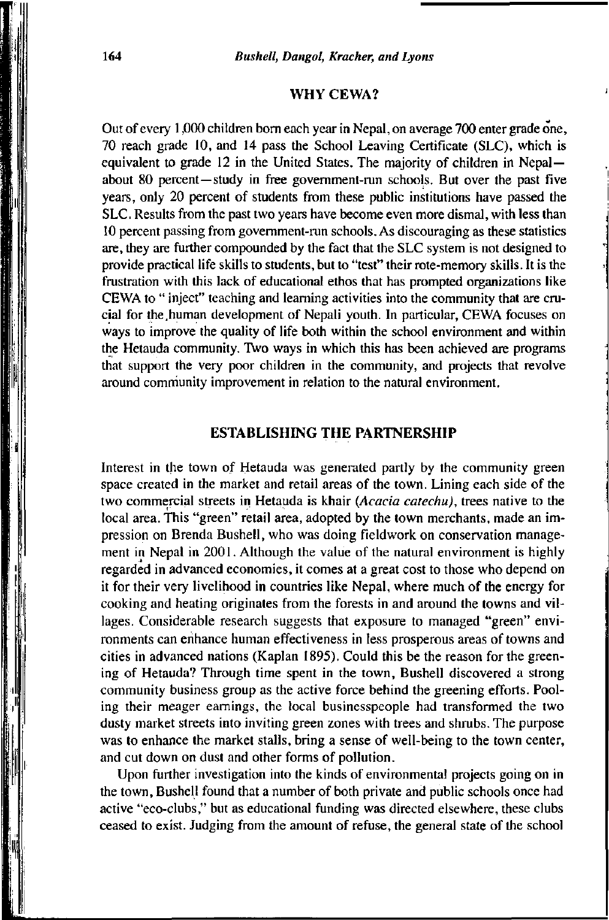## WHY CEWA?

Out of every 1,000 children born each year in Nepal, on average 700 enter grade one, 70 reach grade 10, and 14 pass the School Leaving Certificate (SLC), which is equivalent to grade 12 in the United States. The majority of children in Nepal—about 80 percent—study in free government-run schools. But over the past five years, only 20 percent of students from these public institutions have passed the SLC. Results from the past two years have become even more dismal, with less than 10 percent passing from government-run schools. As discouraging as these statistics are, they are further compounded by the fact that the SLC system is not designed to provide practical life skills to students, but to "test" their rote-memory skills. It is the frustration with this lack of educational ethos that has prompted organizations like CEWA to " inject" teaching and learning activities into the community that are crucial for the human development of Nepali youth. In particular, CEWA focuses on ways to improve the quality of life both within the school environment and within the Hetauda community. Two ways in which this has been achieved are programs that support the very poor children in the community, and projects that revolve around community improvement in relation to the natural environment.

## ESTABLISHING THE PARTNERSHIP

Interest in the town of Hetauda was generated partly by the community green space created in the market and retail areas of the town. Lining each side of the two commercial streets in Hetauda is khair (*Acacia catechu*), trees native to the local area. This "green" retail area, adopted by the town merchants, made an impression on Brenda Bushell, who was doing fieldwork on conservation management in Nepal in 2001. Although the value of the natural environment is highly regarded in advanced economies, it comes at a great cost to those who depend on it for their very livelihood in countries like Nepal, where much of the energy for cooking and heating originates from the forests in and around the towns and villages. Considerable research suggests that exposure to managed "green" environments can enhance human effectiveness in less prosperous areas of towns and cities in advanced nations (Kaplan 1895). Could this be the reason for the greening of Hetauda? Through time spent in the town, Bushell discovered a strong community business group as the active force behind the greening efforts. Pooling their meager earnings, the local businesspeople had transformed the two dusty market streets into inviting green zones with trees and shrubs. The purpose was to enhance the market stalls, bring a sense of well-being to the town center, and cut down on dust and other forms of pollution.

Upon further investigation into the kinds of environmental projects going on in the town, Bushell found that a number of both private and public schools once had active "eco-clubs," but as educational funding was directed elsewhere, these clubs ceased to exist. Judging from the amount of refuse, the general state of the school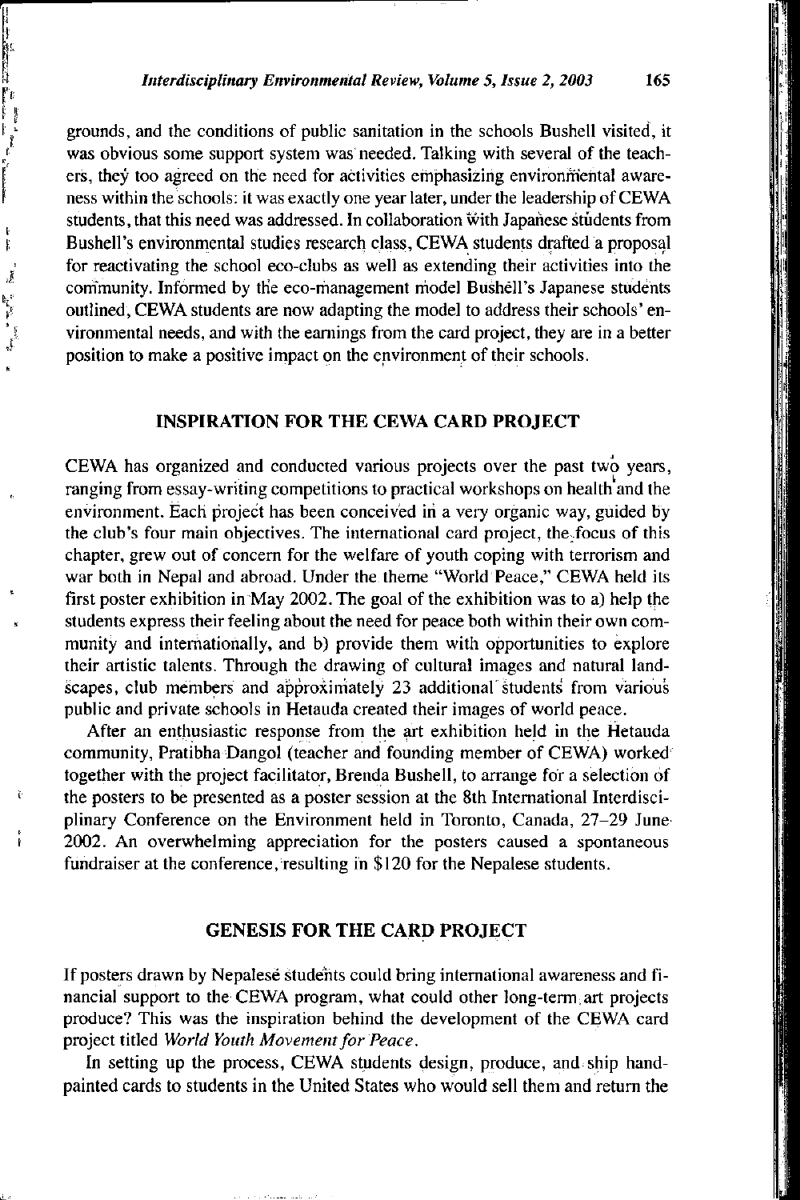grounds, and the conditions of public sanitation in the schools Bushell visited, it was obvious some support system was needed. Talking with several of the teachers, they too agreed on the need for activities emphasizing environmental awareness within the schools: it was exactly one year later, under the leadership of CEWA students, that this need was addressed. In collaboration with Japanese students from Bushell's environmental studies research class, CEWA students drafted a proposal for reactivating the school eco-clubs as well as extending their activities into the community. Informed by the eco-management model Bushell's Japanese students outlined, CEWA students are now adapting the model to address their schools' environmental needs, and with the earnings from the card project, they are in a better position to make a positive impact on the environment of their schools.

## INSPIRATION FOR THE CEWA CARD PROJECT

CEWA has organized and conducted various projects over the past two years, ranging from essay-writing competitions to practical workshops on health and the environment. Each project has been conceived in a very organic way, guided by the club's four main objectives. The international card project, the focus of this chapter, grew out of concern for the welfare of youth coping with terrorism and war both in Nepal and abroad. Under the theme "World Peace," CEWA held its first poster exhibition in May 2002. The goal of the exhibition was to a) help the students express their feeling about the need for peace both within their own community and internationally, and b) provide them with opportunities to explore their artistic talents. Through the drawing of cultural images and natural landscapes, club members and approximately 23 additional students from various public and private schools in Hetauda created their images of world peace.

After an enthusiastic response from the art exhibition held in the Hetauda community, Pratibha Dangol (teacher and founding member of CEWA) worked together with the project facilitator, Brenda Bushell, to arrange for a selection of the posters to be presented as a poster session at the 8th International Interdisciplinary Conference on the Environment held in Toronto, Canada, 27–29 June 2002. An overwhelming appreciation for the posters caused a spontaneous fundraiser at the conference, resulting in $120 for the Nepalese students.

## GENESIS FOR THE CARD PROJECT

If posters drawn by Nepalese students could bring international awareness and financial support to the CEWA program, what could other long-term art projects produce? This was the inspiration behind the development of the CEWA card project titled *World Youth Movement for Peace*.

In setting up the process, CEWA students design, produce, and ship hand-painted cards to students in the United States who would sell them and return the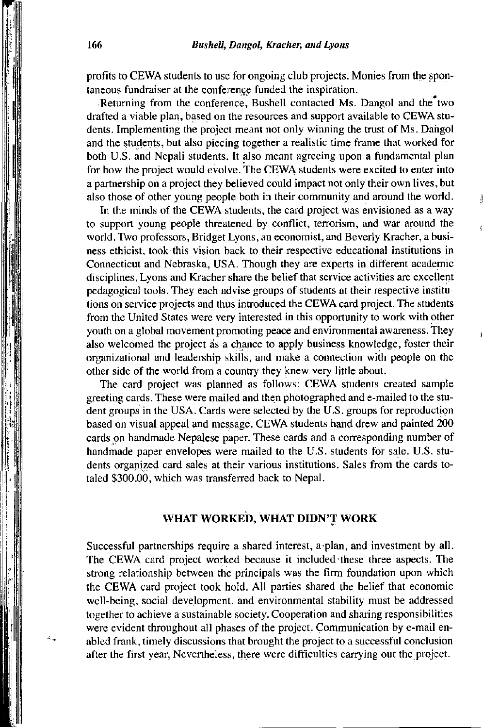profits to CEWA students to use for ongoing club projects. Monies from the spontaneous fundraiser at the conference funded the inspiration.

Returning from the conference, Bushell contacted Ms. Dangol and the two drafted a viable plan, based on the resources and support available to CEWA students. Implementing the project meant not only winning the trust of Ms. Dangol and the students, but also piecing together a realistic time frame that worked for both U.S. and Nepali students. It also meant agreeing upon a fundamental plan for how the project would evolve. The CEWA students were excited to enter into a partnership on a project they believed could impact not only their own lives, but also those of other young people both in their community and around the world.

In the minds of the CEWA students, the card project was envisioned as a way to support young people threatened by conflict, terrorism, and war around the world. Two professors, Bridget Lyons, an economist, and Beverly Kracher, a business ethicist, took this vision back to their respective educational institutions in Connecticut and Nebraska, USA. Though they are experts in different academic disciplines, Lyons and Kracher share the belief that service activities are excellent pedagogical tools. They each advise groups of students at their respective institutions on service projects and thus introduced the CEWA card project. The students from the United States were very interested in this opportunity to work with other youth on a global movement promoting peace and environmental awareness. They also welcomed the project as a chance to apply business knowledge, foster their organizational and leadership skills, and make a connection with people on the other side of the world from a country they knew very little about.

The card project was planned as follows: CEWA students created sample greeting cards. These were mailed and then photographed and e-mailed to the student groups in the USA. Cards were selected by the U.S. groups for reproduction based on visual appeal and message. CEWA students hand drew and painted 200 cards on handmade Nepalese paper. These cards and a corresponding number of handmade paper envelopes were mailed to the U.S. students for sale. U.S. students organized card sales at their various institutions. Sales from the cards totaled $300.00, which was transferred back to Nepal.

## WHAT WORKED, WHAT DIDN'T WORK

Successful partnerships require a shared interest, a plan, and investment by all. The CEWA card project worked because it included these three aspects. The strong relationship between the principals was the firm foundation upon which the CEWA card project took hold. All parties shared the belief that economic well-being, social development, and environmental stability must be addressed together to achieve a sustainable society. Cooperation and sharing responsibilities were evident throughout all phases of the project. Communication by e-mail enabled frank, timely discussions that brought the project to a successful conclusion after the first year. Nevertheless, there were difficulties carrying out the project.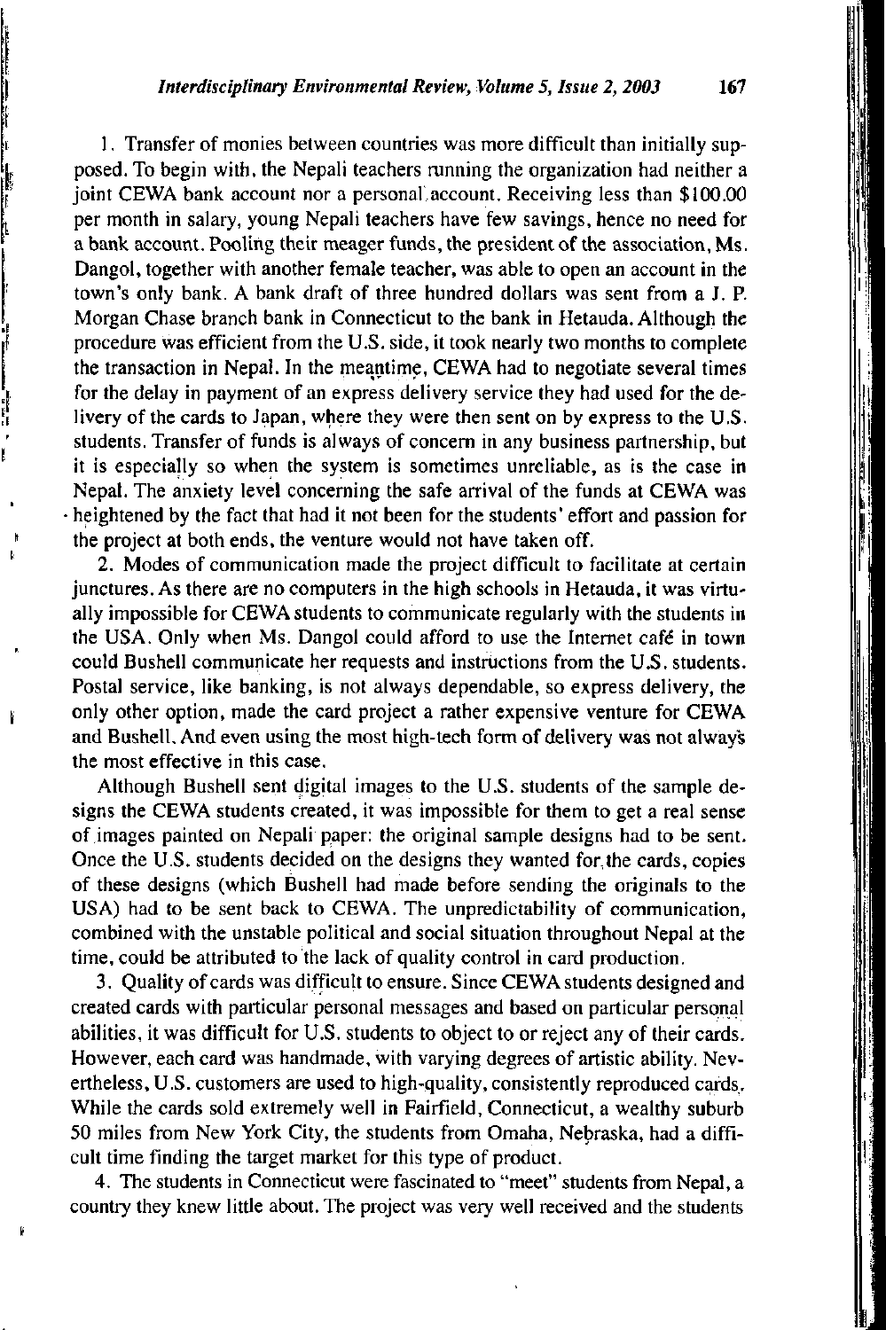1. Transfer of monies between countries was more difficult than initially supposed. To begin with, the Nepali teachers running the organization had neither a joint CEWA bank account nor a personal account. Receiving less than $100.00 per month in salary, young Nepali teachers have few savings, hence no need for a bank account. Pooling their meager funds, the president of the association, Ms. Dangol, together with another female teacher, was able to open an account in the town's only bank. A bank draft of three hundred dollars was sent from a J. P. Morgan Chase branch bank in Connecticut to the bank in Hetauda. Although the procedure was efficient from the U.S. side, it took nearly two months to complete the transaction in Nepal. In the meantime, CEWA had to negotiate several times for the delay in payment of an express delivery service they had used for the delivery of the cards to Japan, where they were then sent on by express to the U.S. students. Transfer of funds is always of concern in any business partnership, but it is especially so when the system is sometimes unreliable, as is the case in Nepal. The anxiety level concerning the safe arrival of the funds at CEWA was heightened by the fact that had it not been for the students' effort and passion for the project at both ends, the venture would not have taken off.

2. Modes of communication made the project difficult to facilitate at certain junctures. As there are no computers in the high schools in Hetauda, it was virtually impossible for CEWA students to communicate regularly with the students in the USA. Only when Ms. Dangol could afford to use the Internet café in town could Bushell communicate her requests and instructions from the U.S. students. Postal service, like banking, is not always dependable, so express delivery, the only other option, made the card project a rather expensive venture for CEWA and Bushell. And even using the most high-tech form of delivery was not always the most effective in this case.

Although Bushell sent digital images to the U.S. students of the sample designs the CEWA students created, it was impossible for them to get a real sense of images painted on Nepali paper: the original sample designs had to be sent. Once the U.S. students decided on the designs they wanted for the cards, copies of these designs (which Bushell had made before sending the originals to the USA) had to be sent back to CEWA. The unpredictability of communication, combined with the unstable political and social situation throughout Nepal at the time, could be attributed to the lack of quality control in card production.

3. Quality of cards was difficult to ensure. Since CEWA students designed and created cards with particular personal messages and based on particular personal abilities, it was difficult for U.S. students to object to or reject any of their cards. However, each card was handmade, with varying degrees of artistic ability. Nevertheless, U.S. customers are used to high-quality, consistently reproduced cards. While the cards sold extremely well in Fairfield, Connecticut, a wealthy suburb 50 miles from New York City, the students from Omaha, Nebraska, had a difficult time finding the target market for this type of product.

4. The students in Connecticut were fascinated to "meet" students from Nepal, a country they knew little about. The project was very well received and the students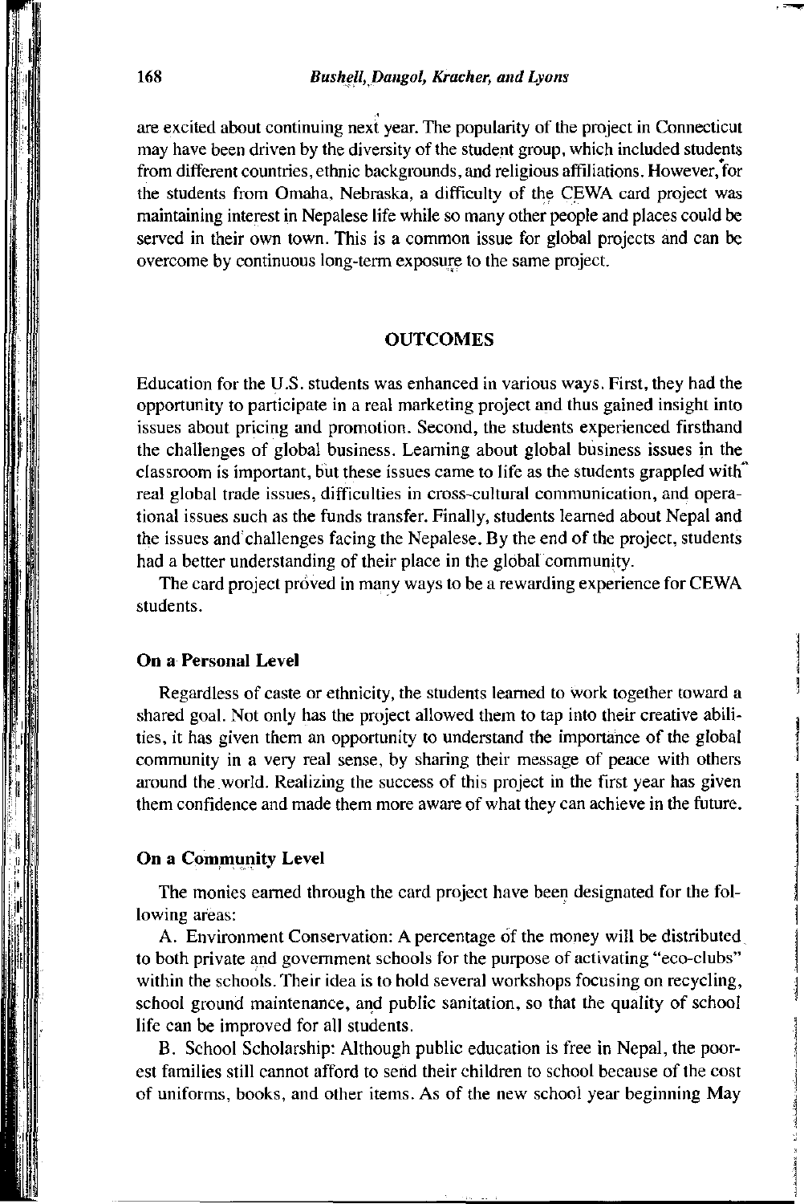are excited about continuing next year. The popularity of the project in Connecticut may have been driven by the diversity of the student group, which included students from different countries, ethnic backgrounds, and religious affiliations. However, for the students from Omaha, Nebraska, a difficulty of the CEWA card project was maintaining interest in Nepalese life while so many other people and places could be served in their own town. This is a common issue for global projects and can be overcome by continuous long-term exposure to the same project.

## OUTCOMES

Education for the U.S. students was enhanced in various ways. First, they had the opportunity to participate in a real marketing project and thus gained insight into issues about pricing and promotion. Second, the students experienced firsthand the challenges of global business. Learning about global business issues in the classroom is important, but these issues came to life as the students grappled with real global trade issues, difficulties in cross-cultural communication, and operational issues such as the funds transfer. Finally, students learned about Nepal and the issues and challenges facing the Nepalese. By the end of the project, students had a better understanding of their place in the global community.

The card project proved in many ways to be a rewarding experience for CEWA students.

### On a Personal Level

Regardless of caste or ethnicity, the students learned to work together toward a shared goal. Not only has the project allowed them to tap into their creative abilities, it has given them an opportunity to understand the importance of the global community in a very real sense, by sharing their message of peace with others around the world. Realizing the success of this project in the first year has given them confidence and made them more aware of what they can achieve in the future.

### On a Community Level

The monies earned through the card project have been designated for the following areas:

A. Environment Conservation: A percentage of the money will be distributed to both private and government schools for the purpose of activating "eco-clubs" within the schools. Their idea is to hold several workshops focusing on recycling, school ground maintenance, and public sanitation, so that the quality of school life can be improved for all students.

B. School Scholarship: Although public education is free in Nepal, the poorest families still cannot afford to send their children to school because of the cost of uniforms, books, and other items. As of the new school year beginning May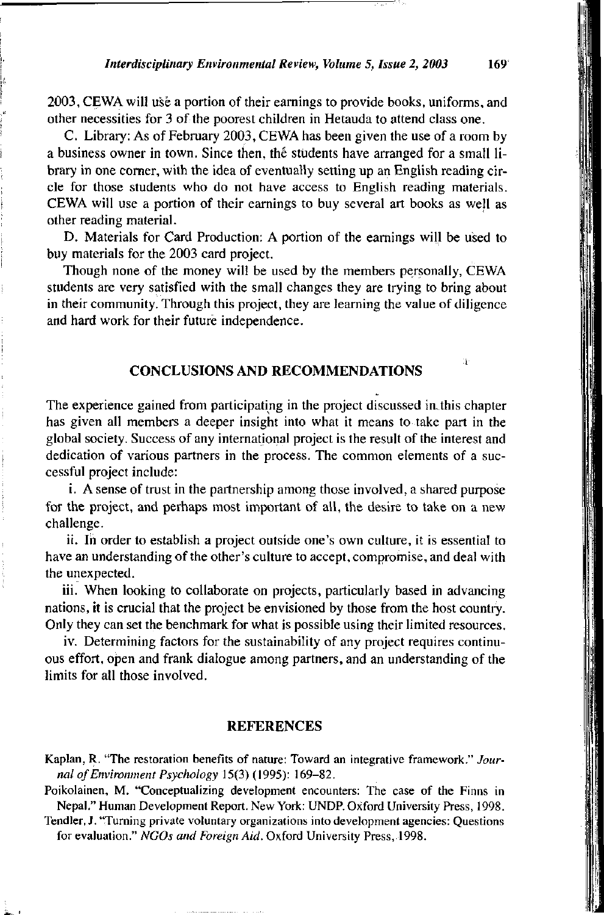2003, CEWA will use a portion of their earnings to provide books, uniforms, and other necessities for 3 of the poorest children in Hetauda to attend class one.

C. Library: As of February 2003, CEWA has been given the use of a room by a business owner in town. Since then, the students have arranged for a small library in one corner, with the idea of eventually setting up an English reading circle for those students who do not have access to English reading materials. CEWA will use a portion of their earnings to buy several art books as well as other reading material.

D. Materials for Card Production: A portion of the earnings will be used to buy materials for the 2003 card project.

Though none of the money will be used by the members personally, CEWA students are very satisfied with the small changes they are trying to bring about in their community. Through this project, they are learning the value of diligence and hard work for their future independence.

## CONCLUSIONS AND RECOMMENDATIONS

The experience gained from participating in the project discussed in this chapter has given all members a deeper insight into what it means to take part in the global society. Success of any international project is the result of the interest and dedication of various partners in the process. The common elements of a successful project include:

i. A sense of trust in the partnership among those involved, a shared purpose for the project, and perhaps most important of all, the desire to take on a new challenge.

ii. In order to establish a project outside one's own culture, it is essential to have an understanding of the other's culture to accept, compromise, and deal with the unexpected.

iii. When looking to collaborate on projects, particularly based in advancing nations, it is crucial that the project be envisioned by those from the host country. Only they can set the benchmark for what is possible using their limited resources.

iv. Determining factors for the sustainability of any project requires continuous effort, open and frank dialogue among partners, and an understanding of the limits for all those involved.

## REFERENCES

Kaplan, R. "The restoration benefits of nature: Toward an integrative framework." *Journal of Environment Psychology* 15(3) (1995): 169–82.

Poikolainen, M. "Conceptualizing development encounters: The case of the Finns in Nepal." Human Development Report. New York: UNDP. Oxford University Press, 1998.

Tendler, J. "Turning private voluntary organizations into development agencies: Questions for evaluation." *NGOs and Foreign Aid*. Oxford University Press, 1998.